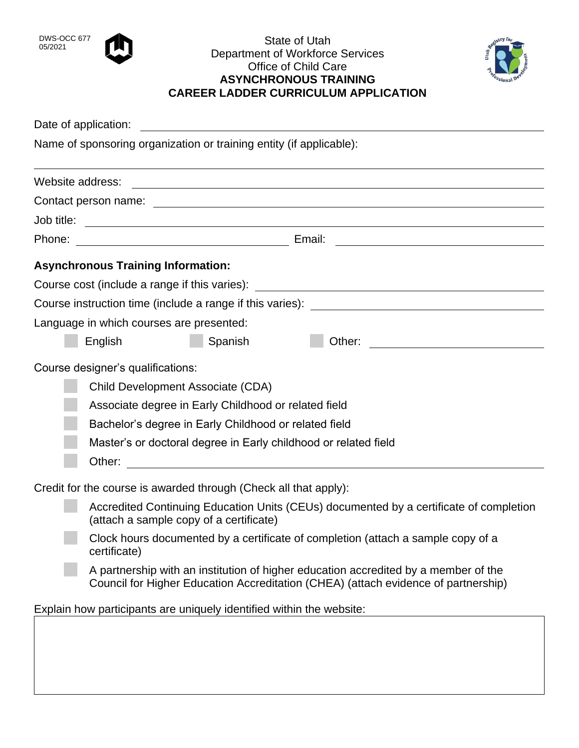DWS-OCC 677
05/2021

State of Utah
Department of Workforce Services
Office of Child Care

# ASYNCHRONOUS TRAINING
# CAREER LADDER CURRICULUM APPLICATION

Date of application: ______________________________

Name of sponsoring organization or training entity (if applicable):

______________________________

Website address: ______________________________

Contact person name: ______________________________

Job title: ______________________________

Phone: ______________________________ Email: ______________________________

**Asynchronous Training Information:**

Course cost (include a range if this varies): ______________________________

Course instruction time (include a range if this varies): ______________________________

Language in which courses are presented:

- ☐ English
- ☐ Spanish
- ☐ Other: ______________________________

Course designer's qualifications:

- ☐ Child Development Associate (CDA)
- ☐ Associate degree in Early Childhood or related field
- ☐ Bachelor's degree in Early Childhood or related field
- ☐ Master's or doctoral degree in Early childhood or related field
- ☐ Other: ______________________________

Credit for the course is awarded through (Check all that apply):

- ☐ Accredited Continuing Education Units (CEUs) documented by a certificate of completion (attach a sample copy of a certificate)
- ☐ Clock hours documented by a certificate of completion (attach a sample copy of a certificate)
- ☐ A partnership with an institution of higher education accredited by a member of the Council for Higher Education Accreditation (CHEA) (attach evidence of partnership)

Explain how participants are uniquely identified within the website:

| |
|---|
| |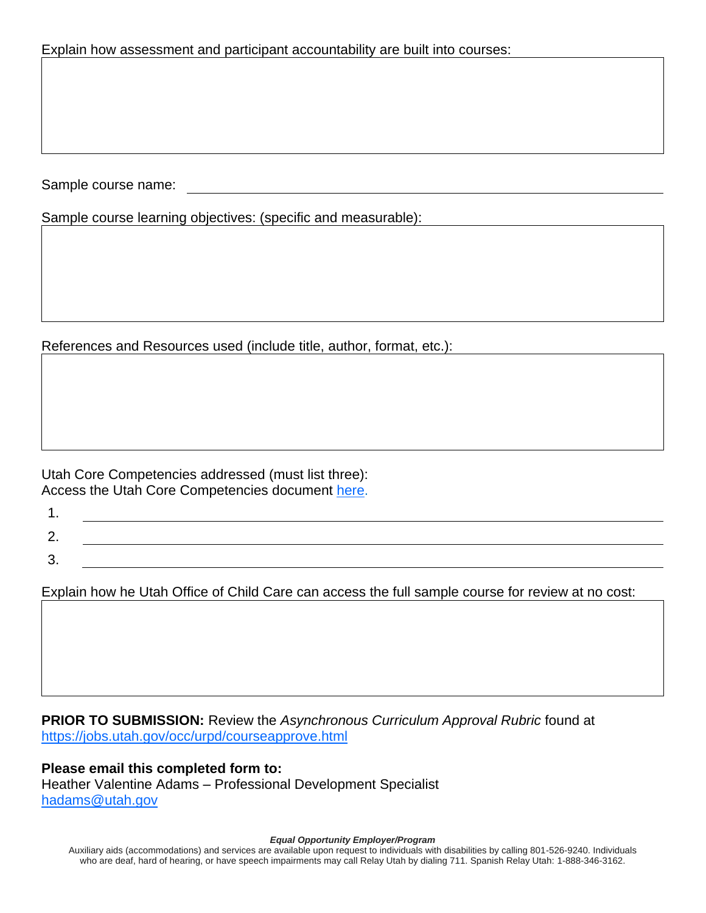Explain how assessment and participant accountability are built into courses:

Sample course name:

Sample course learning objectives: (specific and measurable):

References and Resources used (include title, author, format, etc.):

Utah Core Competencies addressed (must list three):
Access the Utah Core Competencies document here.

1.
2.
3.

Explain how he Utah Office of Child Care can access the full sample course for review at no cost:

**PRIOR TO SUBMISSION:** Review the *Asynchronous Curriculum Approval Rubric* found at https://jobs.utah.gov/occ/urpd/courseapprove.html

**Please email this completed form to:**
Heather Valentine Adams – Professional Development Specialist
hadams@utah.gov

***Equal Opportunity Employer/Program***
Auxiliary aids (accommodations) and services are available upon request to individuals with disabilities by calling 801-526-9240. Individuals who are deaf, hard of hearing, or have speech impairments may call Relay Utah by dialing 711. Spanish Relay Utah: 1-888-346-3162.